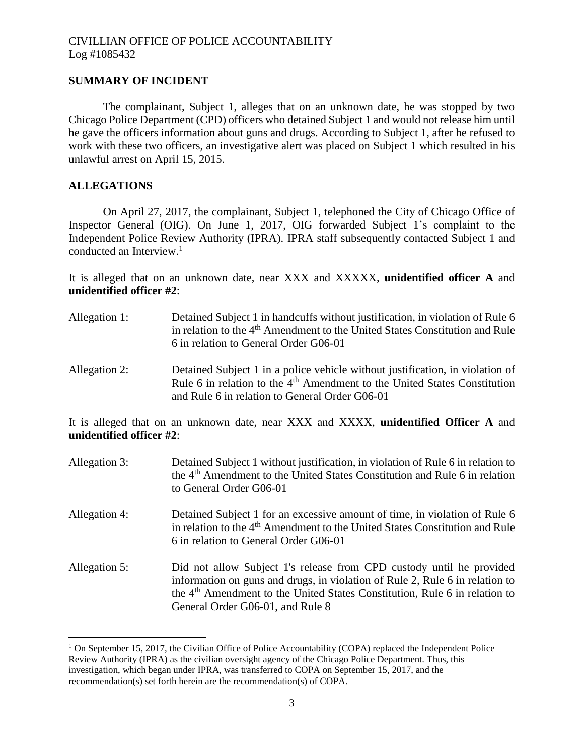CIVILLIAN OFFICE OF POLICE ACCOUNTABILITY
Log #1085432

## SUMMARY OF INCIDENT

The complainant, Subject 1, alleges that on an unknown date, he was stopped by two Chicago Police Department (CPD) officers who detained Subject 1 and would not release him until he gave the officers information about guns and drugs. According to Subject 1, after he refused to work with these two officers, an investigative alert was placed on Subject 1 which resulted in his unlawful arrest on April 15, 2015.

## ALLEGATIONS

On April 27, 2017, the complainant, Subject 1, telephoned the City of Chicago Office of Inspector General (OIG). On June 1, 2017, OIG forwarded Subject 1's complaint to the Independent Police Review Authority (IPRA). IPRA staff subsequently contacted Subject 1 and conducted an Interview.[1]

It is alleged that on an unknown date, near XXX and XXXXX, **unidentified officer A** and **unidentified officer #2**:

Allegation 1: Detained Subject 1 in handcuffs without justification, in violation of Rule 6 in relation to the 4th Amendment to the United States Constitution and Rule 6 in relation to General Order G06-01

Allegation 2: Detained Subject 1 in a police vehicle without justification, in violation of Rule 6 in relation to the 4th Amendment to the United States Constitution and Rule 6 in relation to General Order G06-01

It is alleged that on an unknown date, near XXX and XXXX, **unidentified Officer A** and **unidentified officer #2**:

Allegation 3: Detained Subject 1 without justification, in violation of Rule 6 in relation to the 4th Amendment to the United States Constitution and Rule 6 in relation to General Order G06-01

Allegation 4: Detained Subject 1 for an excessive amount of time, in violation of Rule 6 in relation to the 4th Amendment to the United States Constitution and Rule 6 in relation to General Order G06-01

Allegation 5: Did not allow Subject 1's release from CPD custody until he provided information on guns and drugs, in violation of Rule 2, Rule 6 in relation to the 4th Amendment to the United States Constitution, Rule 6 in relation to General Order G06-01, and Rule 8

[1] On September 15, 2017, the Civilian Office of Police Accountability (COPA) replaced the Independent Police Review Authority (IPRA) as the civilian oversight agency of the Chicago Police Department. Thus, this investigation, which began under IPRA, was transferred to COPA on September 15, 2017, and the recommendation(s) set forth herein are the recommendation(s) of COPA.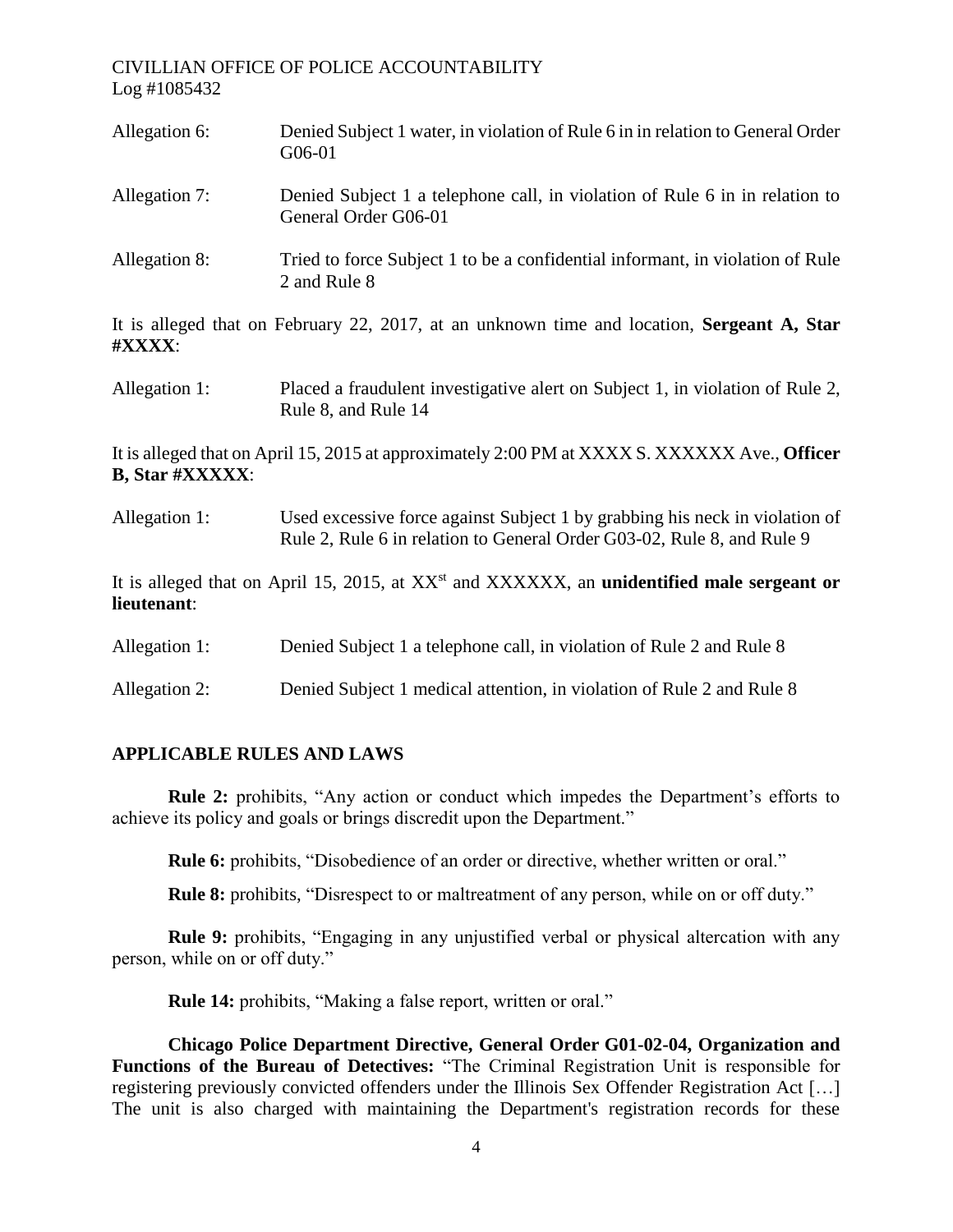Allegation 6: Denied Subject 1 water, in violation of Rule 6 in in relation to General Order G06-01

Allegation 7: Denied Subject 1 a telephone call, in violation of Rule 6 in in relation to General Order G06-01

Allegation 8: Tried to force Subject 1 to be a confidential informant, in violation of Rule 2 and Rule 8

It is alleged that on February 22, 2017, at an unknown time and location, **Sergeant A, Star #XXXX**:

Allegation 1: Placed a fraudulent investigative alert on Subject 1, in violation of Rule 2, Rule 8, and Rule 14

It is alleged that on April 15, 2015 at approximately 2:00 PM at XXXX S. XXXXXX Ave., **Officer B, Star #XXXXX**:

Allegation 1: Used excessive force against Subject 1 by grabbing his neck in violation of Rule 2, Rule 6 in relation to General Order G03-02, Rule 8, and Rule 9

It is alleged that on April 15, 2015, at XXst and XXXXXX, an **unidentified male sergeant or lieutenant**:

Allegation 1: Denied Subject 1 a telephone call, in violation of Rule 2 and Rule 8

Allegation 2: Denied Subject 1 medical attention, in violation of Rule 2 and Rule 8

## APPLICABLE RULES AND LAWS

**Rule 2:** prohibits, "Any action or conduct which impedes the Department's efforts to achieve its policy and goals or brings discredit upon the Department."

**Rule 6:** prohibits, "Disobedience of an order or directive, whether written or oral."

**Rule 8:** prohibits, "Disrespect to or maltreatment of any person, while on or off duty."

**Rule 9:** prohibits, "Engaging in any unjustified verbal or physical altercation with any person, while on or off duty."

**Rule 14:** prohibits, "Making a false report, written or oral."

**Chicago Police Department Directive, General Order G01-02-04, Organization and Functions of the Bureau of Detectives:** "The Criminal Registration Unit is responsible for registering previously convicted offenders under the Illinois Sex Offender Registration Act […] The unit is also charged with maintaining the Department's registration records for these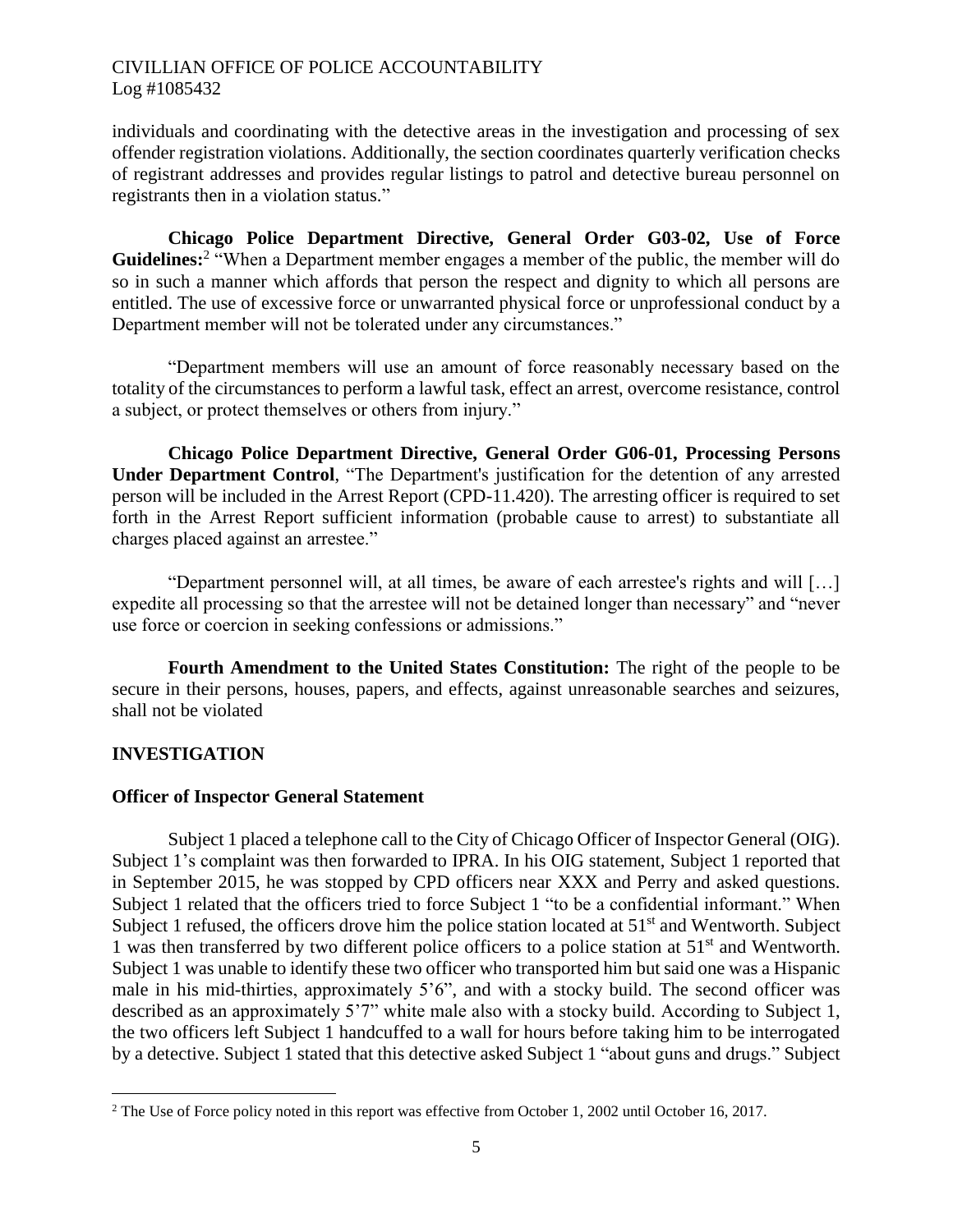individuals and coordinating with the detective areas in the investigation and processing of sex offender registration violations. Additionally, the section coordinates quarterly verification checks of registrant addresses and provides regular listings to patrol and detective bureau personnel on registrants then in a violation status."

**Chicago Police Department Directive, General Order G03-02, Use of Force Guidelines:**[2] "When a Department member engages a member of the public, the member will do so in such a manner which affords that person the respect and dignity to which all persons are entitled. The use of excessive force or unwarranted physical force or unprofessional conduct by a Department member will not be tolerated under any circumstances."

"Department members will use an amount of force reasonably necessary based on the totality of the circumstances to perform a lawful task, effect an arrest, overcome resistance, control a subject, or protect themselves or others from injury."

**Chicago Police Department Directive, General Order G06-01, Processing Persons Under Department Control**, "The Department's justification for the detention of any arrested person will be included in the Arrest Report (CPD-11.420). The arresting officer is required to set forth in the Arrest Report sufficient information (probable cause to arrest) to substantiate all charges placed against an arrestee."

"Department personnel will, at all times, be aware of each arrestee's rights and will […] expedite all processing so that the arrestee will not be detained longer than necessary" and "never use force or coercion in seeking confessions or admissions."

**Fourth Amendment to the United States Constitution:** The right of the people to be secure in their persons, houses, papers, and effects, against unreasonable searches and seizures, shall not be violated

## INVESTIGATION

### Officer of Inspector General Statement

Subject 1 placed a telephone call to the City of Chicago Officer of Inspector General (OIG). Subject 1's complaint was then forwarded to IPRA. In his OIG statement, Subject 1 reported that in September 2015, he was stopped by CPD officers near XXX and Perry and asked questions. Subject 1 related that the officers tried to force Subject 1 "to be a confidential informant." When Subject 1 refused, the officers drove him the police station located at 51st and Wentworth. Subject 1 was then transferred by two different police officers to a police station at 51st and Wentworth. Subject 1 was unable to identify these two officer who transported him but said one was a Hispanic male in his mid-thirties, approximately 5'6", and with a stocky build. The second officer was described as an approximately 5'7" white male also with a stocky build. According to Subject 1, the two officers left Subject 1 handcuffed to a wall for hours before taking him to be interrogated by a detective. Subject 1 stated that this detective asked Subject 1 "about guns and drugs." Subject

[2] The Use of Force policy noted in this report was effective from October 1, 2002 until October 16, 2017.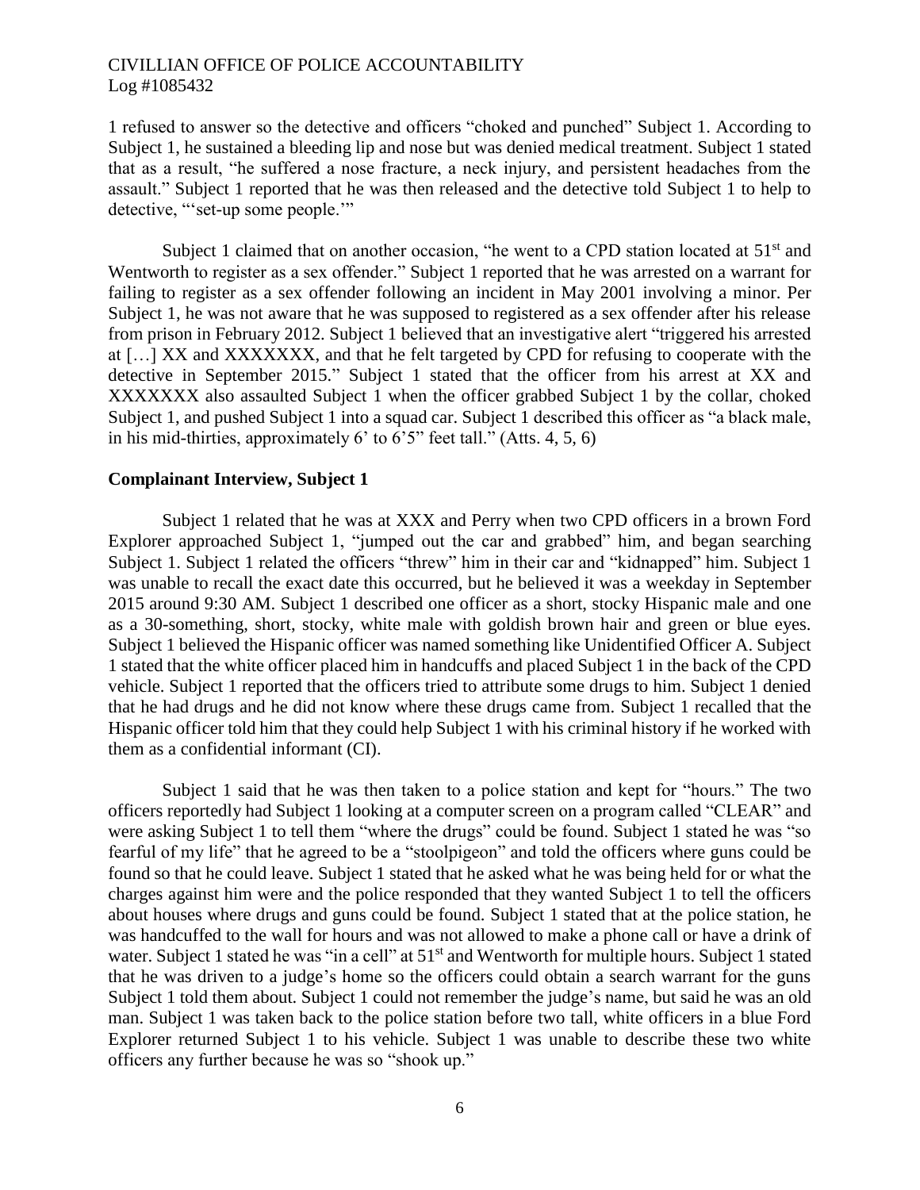1 refused to answer so the detective and officers "choked and punched" Subject 1. According to Subject 1, he sustained a bleeding lip and nose but was denied medical treatment. Subject 1 stated that as a result, "he suffered a nose fracture, a neck injury, and persistent headaches from the assault." Subject 1 reported that he was then released and the detective told Subject 1 to help to detective, "'set-up some people.'"

Subject 1 claimed that on another occasion, "he went to a CPD station located at 51st and Wentworth to register as a sex offender." Subject 1 reported that he was arrested on a warrant for failing to register as a sex offender following an incident in May 2001 involving a minor. Per Subject 1, he was not aware that he was supposed to registered as a sex offender after his release from prison in February 2012. Subject 1 believed that an investigative alert "triggered his arrested at […] XX and XXXXXXX, and that he felt targeted by CPD for refusing to cooperate with the detective in September 2015." Subject 1 stated that the officer from his arrest at XX and XXXXXXX also assaulted Subject 1 when the officer grabbed Subject 1 by the collar, choked Subject 1, and pushed Subject 1 into a squad car. Subject 1 described this officer as "a black male, in his mid-thirties, approximately 6' to 6'5" feet tall." (Atts. 4, 5, 6)

**Complainant Interview, Subject 1**

Subject 1 related that he was at XXX and Perry when two CPD officers in a brown Ford Explorer approached Subject 1, "jumped out the car and grabbed" him, and began searching Subject 1. Subject 1 related the officers "threw" him in their car and "kidnapped" him. Subject 1 was unable to recall the exact date this occurred, but he believed it was a weekday in September 2015 around 9:30 AM. Subject 1 described one officer as a short, stocky Hispanic male and one as a 30-something, short, stocky, white male with goldish brown hair and green or blue eyes. Subject 1 believed the Hispanic officer was named something like Unidentified Officer A. Subject 1 stated that the white officer placed him in handcuffs and placed Subject 1 in the back of the CPD vehicle. Subject 1 reported that the officers tried to attribute some drugs to him. Subject 1 denied that he had drugs and he did not know where these drugs came from. Subject 1 recalled that the Hispanic officer told him that they could help Subject 1 with his criminal history if he worked with them as a confidential informant (CI).

Subject 1 said that he was then taken to a police station and kept for "hours." The two officers reportedly had Subject 1 looking at a computer screen on a program called "CLEAR" and were asking Subject 1 to tell them "where the drugs" could be found. Subject 1 stated he was "so fearful of my life" that he agreed to be a "stoolpigeon" and told the officers where guns could be found so that he could leave. Subject 1 stated that he asked what he was being held for or what the charges against him were and the police responded that they wanted Subject 1 to tell the officers about houses where drugs and guns could be found. Subject 1 stated that at the police station, he was handcuffed to the wall for hours and was not allowed to make a phone call or have a drink of water. Subject 1 stated he was "in a cell" at 51st and Wentworth for multiple hours. Subject 1 stated that he was driven to a judge's home so the officers could obtain a search warrant for the guns Subject 1 told them about. Subject 1 could not remember the judge's name, but said he was an old man. Subject 1 was taken back to the police station before two tall, white officers in a blue Ford Explorer returned Subject 1 to his vehicle. Subject 1 was unable to describe these two white officers any further because he was so "shook up."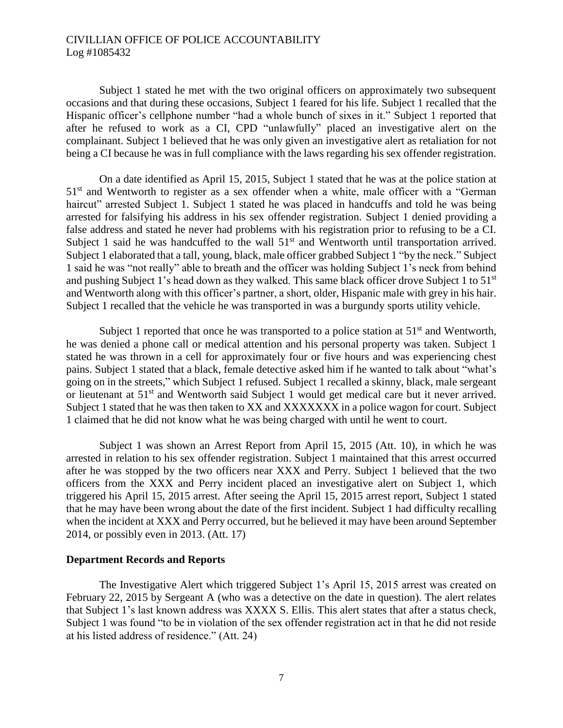Subject 1 stated he met with the two original officers on approximately two subsequent occasions and that during these occasions, Subject 1 feared for his life. Subject 1 recalled that the Hispanic officer's cellphone number "had a whole bunch of sixes in it." Subject 1 reported that after he refused to work as a CI, CPD "unlawfully" placed an investigative alert on the complainant. Subject 1 believed that he was only given an investigative alert as retaliation for not being a CI because he was in full compliance with the laws regarding his sex offender registration.

On a date identified as April 15, 2015, Subject 1 stated that he was at the police station at 51st and Wentworth to register as a sex offender when a white, male officer with a "German haircut" arrested Subject 1. Subject 1 stated he was placed in handcuffs and told he was being arrested for falsifying his address in his sex offender registration. Subject 1 denied providing a false address and stated he never had problems with his registration prior to refusing to be a CI. Subject 1 said he was handcuffed to the wall 51st and Wentworth until transportation arrived. Subject 1 elaborated that a tall, young, black, male officer grabbed Subject 1 "by the neck." Subject 1 said he was "not really" able to breath and the officer was holding Subject 1's neck from behind and pushing Subject 1's head down as they walked. This same black officer drove Subject 1 to 51st and Wentworth along with this officer's partner, a short, older, Hispanic male with grey in his hair. Subject 1 recalled that the vehicle he was transported in was a burgundy sports utility vehicle.

Subject 1 reported that once he was transported to a police station at 51st and Wentworth, he was denied a phone call or medical attention and his personal property was taken. Subject 1 stated he was thrown in a cell for approximately four or five hours and was experiencing chest pains. Subject 1 stated that a black, female detective asked him if he wanted to talk about "what's going on in the streets," which Subject 1 refused. Subject 1 recalled a skinny, black, male sergeant or lieutenant at 51st and Wentworth said Subject 1 would get medical care but it never arrived. Subject 1 stated that he was then taken to XX and XXXXXXX in a police wagon for court. Subject 1 claimed that he did not know what he was being charged with until he went to court.

Subject 1 was shown an Arrest Report from April 15, 2015 (Att. 10), in which he was arrested in relation to his sex offender registration. Subject 1 maintained that this arrest occurred after he was stopped by the two officers near XXX and Perry. Subject 1 believed that the two officers from the XXX and Perry incident placed an investigative alert on Subject 1, which triggered his April 15, 2015 arrest. After seeing the April 15, 2015 arrest report, Subject 1 stated that he may have been wrong about the date of the first incident. Subject 1 had difficulty recalling when the incident at XXX and Perry occurred, but he believed it may have been around September 2014, or possibly even in 2013. (Att. 17)

**Department Records and Reports**

The Investigative Alert which triggered Subject 1's April 15, 2015 arrest was created on February 22, 2015 by Sergeant A (who was a detective on the date in question). The alert relates that Subject 1's last known address was XXXX S. Ellis. This alert states that after a status check, Subject 1 was found "to be in violation of the sex offender registration act in that he did not reside at his listed address of residence." (Att. 24)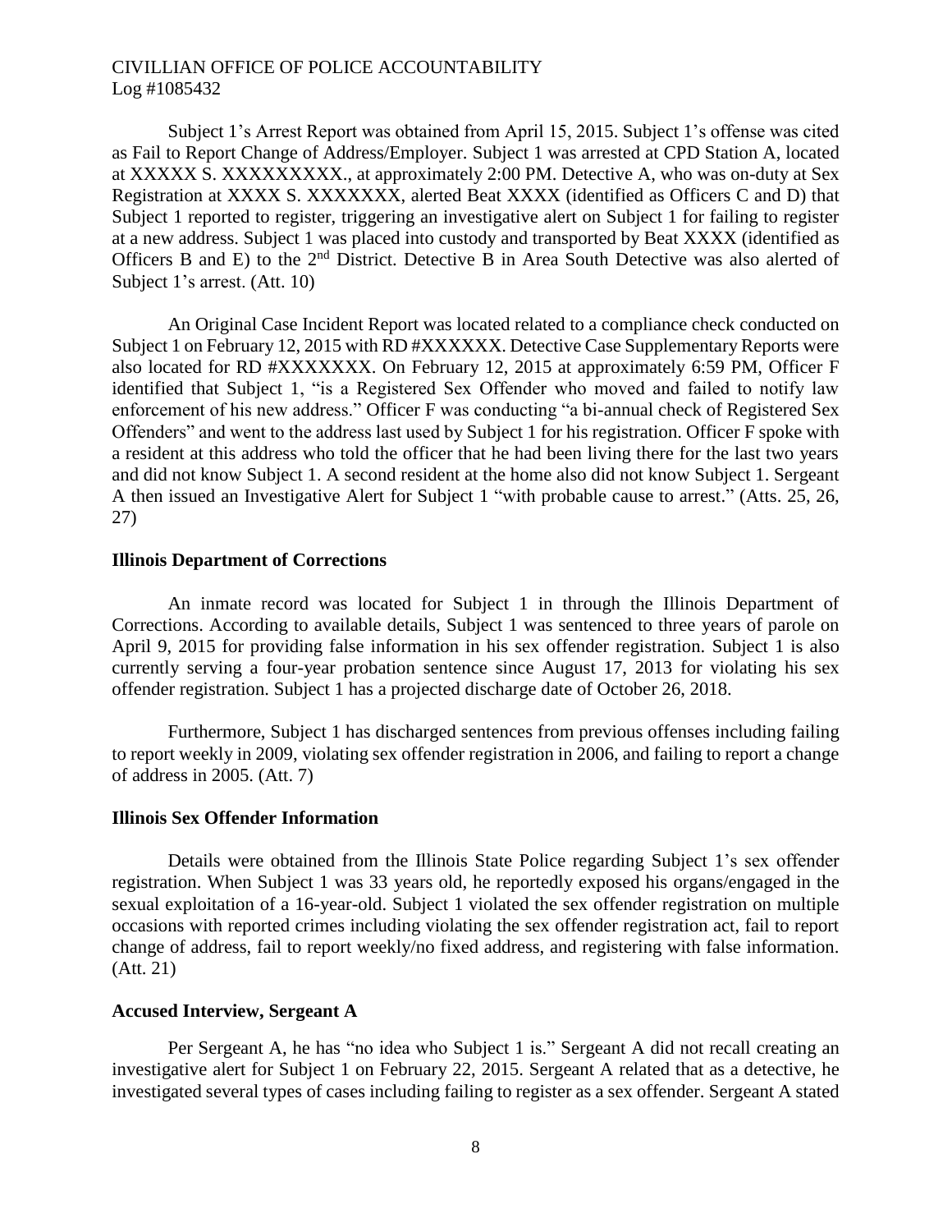Subject 1's Arrest Report was obtained from April 15, 2015. Subject 1's offense was cited as Fail to Report Change of Address/Employer. Subject 1 was arrested at CPD Station A, located at XXXXX S. XXXXXXXXX., at approximately 2:00 PM. Detective A, who was on-duty at Sex Registration at XXXX S. XXXXXXX, alerted Beat XXXX (identified as Officers C and D) that Subject 1 reported to register, triggering an investigative alert on Subject 1 for failing to register at a new address. Subject 1 was placed into custody and transported by Beat XXXX (identified as Officers B and E) to the 2nd District. Detective B in Area South Detective was also alerted of Subject 1's arrest. (Att. 10)

An Original Case Incident Report was located related to a compliance check conducted on Subject 1 on February 12, 2015 with RD #XXXXXX. Detective Case Supplementary Reports were also located for RD #XXXXXXX. On February 12, 2015 at approximately 6:59 PM, Officer F identified that Subject 1, "is a Registered Sex Offender who moved and failed to notify law enforcement of his new address." Officer F was conducting "a bi-annual check of Registered Sex Offenders" and went to the address last used by Subject 1 for his registration. Officer F spoke with a resident at this address who told the officer that he had been living there for the last two years and did not know Subject 1. A second resident at the home also did not know Subject 1. Sergeant A then issued an Investigative Alert for Subject 1 "with probable cause to arrest." (Atts. 25, 26, 27)

### Illinois Department of Corrections

An inmate record was located for Subject 1 in through the Illinois Department of Corrections. According to available details, Subject 1 was sentenced to three years of parole on April 9, 2015 for providing false information in his sex offender registration. Subject 1 is also currently serving a four-year probation sentence since August 17, 2013 for violating his sex offender registration. Subject 1 has a projected discharge date of October 26, 2018.

Furthermore, Subject 1 has discharged sentences from previous offenses including failing to report weekly in 2009, violating sex offender registration in 2006, and failing to report a change of address in 2005. (Att. 7)

### Illinois Sex Offender Information

Details were obtained from the Illinois State Police regarding Subject 1's sex offender registration. When Subject 1 was 33 years old, he reportedly exposed his organs/engaged in the sexual exploitation of a 16-year-old. Subject 1 violated the sex offender registration on multiple occasions with reported crimes including violating the sex offender registration act, fail to report change of address, fail to report weekly/no fixed address, and registering with false information. (Att. 21)

### Accused Interview, Sergeant A

Per Sergeant A, he has "no idea who Subject 1 is." Sergeant A did not recall creating an investigative alert for Subject 1 on February 22, 2015. Sergeant A related that as a detective, he investigated several types of cases including failing to register as a sex offender. Sergeant A stated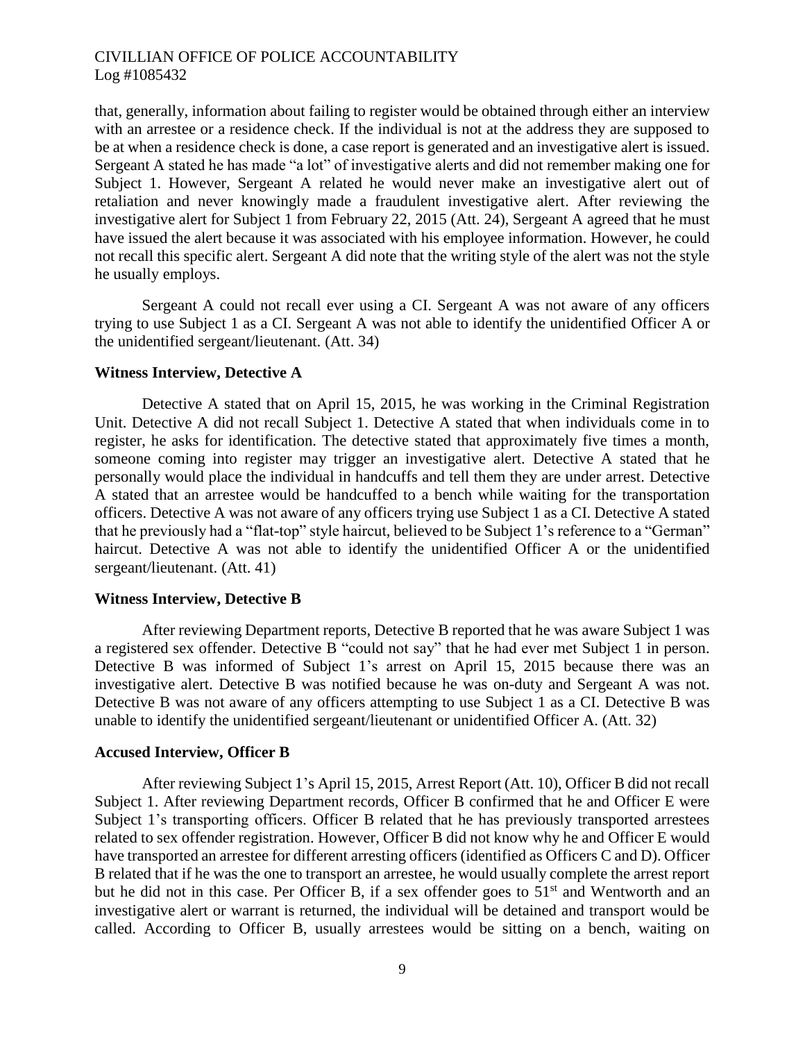that, generally, information about failing to register would be obtained through either an interview with an arrestee or a residence check. If the individual is not at the address they are supposed to be at when a residence check is done, a case report is generated and an investigative alert is issued. Sergeant A stated he has made "a lot" of investigative alerts and did not remember making one for Subject 1. However, Sergeant A related he would never make an investigative alert out of retaliation and never knowingly made a fraudulent investigative alert. After reviewing the investigative alert for Subject 1 from February 22, 2015 (Att. 24), Sergeant A agreed that he must have issued the alert because it was associated with his employee information. However, he could not recall this specific alert. Sergeant A did note that the writing style of the alert was not the style he usually employs.

Sergeant A could not recall ever using a CI. Sergeant A was not aware of any officers trying to use Subject 1 as a CI. Sergeant A was not able to identify the unidentified Officer A or the unidentified sergeant/lieutenant. (Att. 34)

**Witness Interview, Detective A**

Detective A stated that on April 15, 2015, he was working in the Criminal Registration Unit. Detective A did not recall Subject 1. Detective A stated that when individuals come in to register, he asks for identification. The detective stated that approximately five times a month, someone coming into register may trigger an investigative alert. Detective A stated that he personally would place the individual in handcuffs and tell them they are under arrest. Detective A stated that an arrestee would be handcuffed to a bench while waiting for the transportation officers. Detective A was not aware of any officers trying use Subject 1 as a CI. Detective A stated that he previously had a "flat-top" style haircut, believed to be Subject 1's reference to a "German" haircut. Detective A was not able to identify the unidentified Officer A or the unidentified sergeant/lieutenant. (Att. 41)

**Witness Interview, Detective B**

After reviewing Department reports, Detective B reported that he was aware Subject 1 was a registered sex offender. Detective B "could not say" that he had ever met Subject 1 in person. Detective B was informed of Subject 1's arrest on April 15, 2015 because there was an investigative alert. Detective B was notified because he was on-duty and Sergeant A was not. Detective B was not aware of any officers attempting to use Subject 1 as a CI. Detective B was unable to identify the unidentified sergeant/lieutenant or unidentified Officer A. (Att. 32)

**Accused Interview, Officer B**

After reviewing Subject 1's April 15, 2015, Arrest Report (Att. 10), Officer B did not recall Subject 1. After reviewing Department records, Officer B confirmed that he and Officer E were Subject 1's transporting officers. Officer B related that he has previously transported arrestees related to sex offender registration. However, Officer B did not know why he and Officer E would have transported an arrestee for different arresting officers (identified as Officers C and D). Officer B related that if he was the one to transport an arrestee, he would usually complete the arrest report but he did not in this case. Per Officer B, if a sex offender goes to 51st and Wentworth and an investigative alert or warrant is returned, the individual will be detained and transport would be called. According to Officer B, usually arrestees would be sitting on a bench, waiting on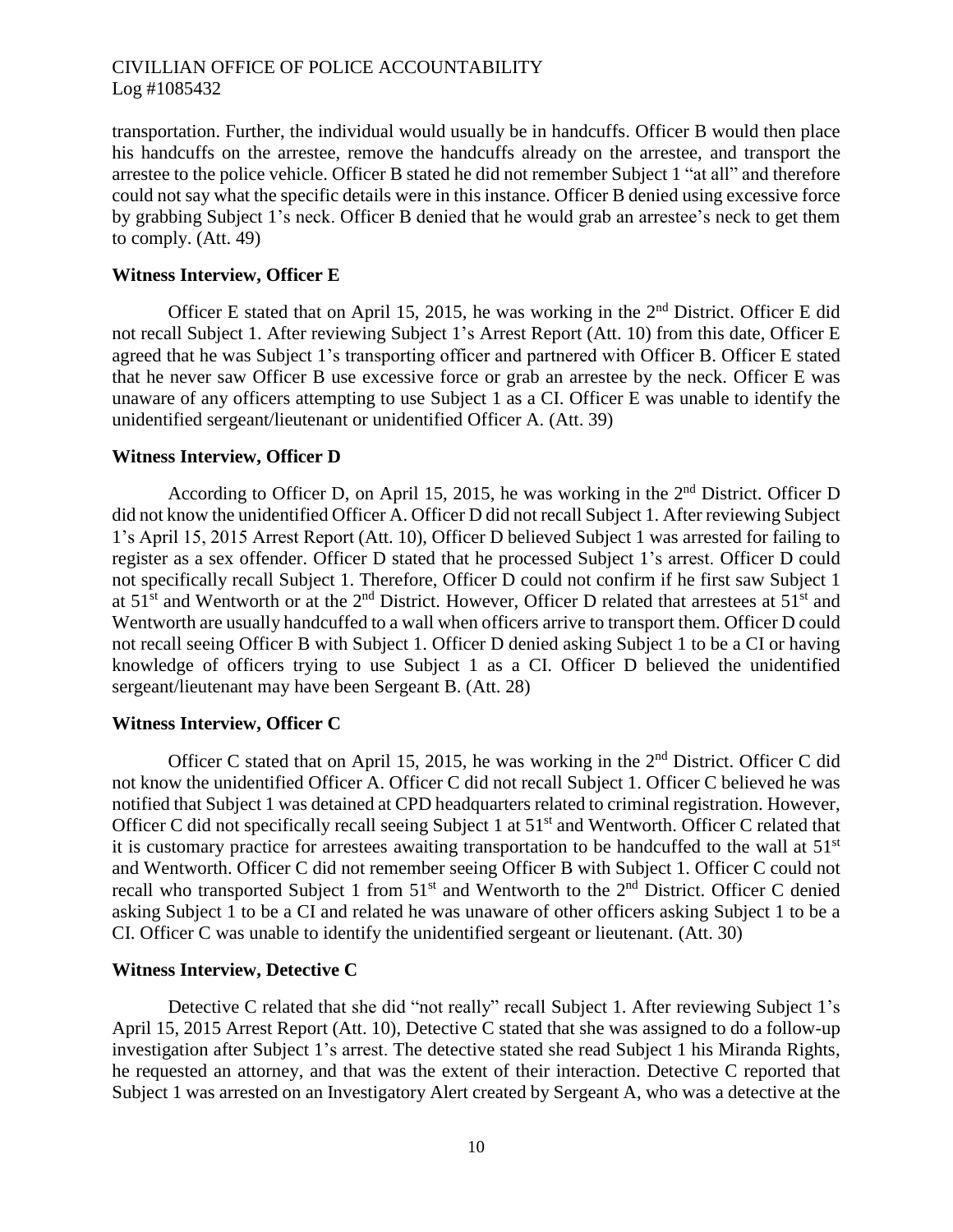transportation. Further, the individual would usually be in handcuffs. Officer B would then place his handcuffs on the arrestee, remove the handcuffs already on the arrestee, and transport the arrestee to the police vehicle. Officer B stated he did not remember Subject 1 "at all" and therefore could not say what the specific details were in this instance. Officer B denied using excessive force by grabbing Subject 1's neck. Officer B denied that he would grab an arrestee's neck to get them to comply. (Att. 49)

**Witness Interview, Officer E**

Officer E stated that on April 15, 2015, he was working in the 2nd District. Officer E did not recall Subject 1. After reviewing Subject 1's Arrest Report (Att. 10) from this date, Officer E agreed that he was Subject 1's transporting officer and partnered with Officer B. Officer E stated that he never saw Officer B use excessive force or grab an arrestee by the neck. Officer E was unaware of any officers attempting to use Subject 1 as a CI. Officer E was unable to identify the unidentified sergeant/lieutenant or unidentified Officer A. (Att. 39)

**Witness Interview, Officer D**

According to Officer D, on April 15, 2015, he was working in the 2nd District. Officer D did not know the unidentified Officer A. Officer D did not recall Subject 1. After reviewing Subject 1's April 15, 2015 Arrest Report (Att. 10), Officer D believed Subject 1 was arrested for failing to register as a sex offender. Officer D stated that he processed Subject 1's arrest. Officer D could not specifically recall Subject 1. Therefore, Officer D could not confirm if he first saw Subject 1 at 51st and Wentworth or at the 2nd District. However, Officer D related that arrestees at 51st and Wentworth are usually handcuffed to a wall when officers arrive to transport them. Officer D could not recall seeing Officer B with Subject 1. Officer D denied asking Subject 1 to be a CI or having knowledge of officers trying to use Subject 1 as a CI. Officer D believed the unidentified sergeant/lieutenant may have been Sergeant B. (Att. 28)

**Witness Interview, Officer C**

Officer C stated that on April 15, 2015, he was working in the 2nd District. Officer C did not know the unidentified Officer A. Officer C did not recall Subject 1. Officer C believed he was notified that Subject 1 was detained at CPD headquarters related to criminal registration. However, Officer C did not specifically recall seeing Subject 1 at 51st and Wentworth. Officer C related that it is customary practice for arrestees awaiting transportation to be handcuffed to the wall at 51st and Wentworth. Officer C did not remember seeing Officer B with Subject 1. Officer C could not recall who transported Subject 1 from 51st and Wentworth to the 2nd District. Officer C denied asking Subject 1 to be a CI and related he was unaware of other officers asking Subject 1 to be a CI. Officer C was unable to identify the unidentified sergeant or lieutenant. (Att. 30)

**Witness Interview, Detective C**

Detective C related that she did "not really" recall Subject 1. After reviewing Subject 1's April 15, 2015 Arrest Report (Att. 10), Detective C stated that she was assigned to do a follow-up investigation after Subject 1's arrest. The detective stated she read Subject 1 his Miranda Rights, he requested an attorney, and that was the extent of their interaction. Detective C reported that Subject 1 was arrested on an Investigatory Alert created by Sergeant A, who was a detective at the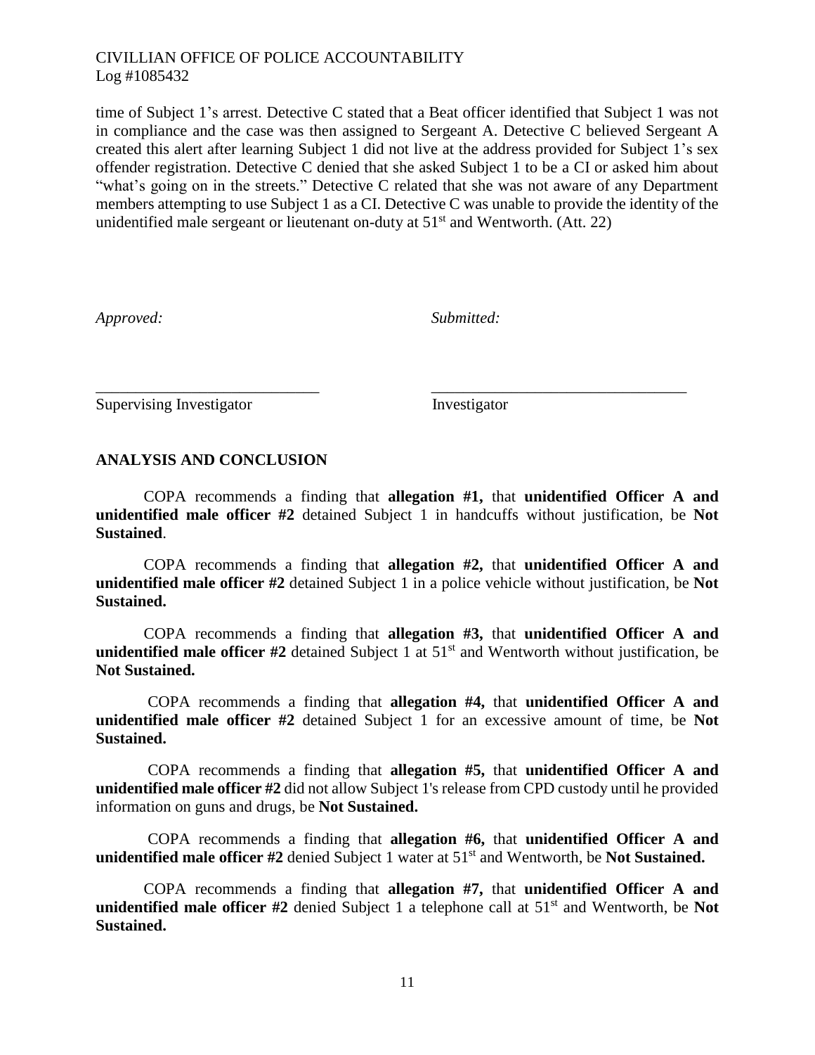time of Subject 1's arrest. Detective C stated that a Beat officer identified that Subject 1 was not in compliance and the case was then assigned to Sergeant A. Detective C believed Sergeant A created this alert after learning Subject 1 did not live at the address provided for Subject 1's sex offender registration. Detective C denied that she asked Subject 1 to be a CI or asked him about "what's going on in the streets." Detective C related that she was not aware of any Department members attempting to use Subject 1 as a CI. Detective C was unable to provide the identity of the unidentified male sergeant or lieutenant on-duty at 51st and Wentworth. (Att. 22)

*Approved:* *Submitted:*

\_\_\_\_\_\_\_\_\_\_\_\_\_\_\_\_\_\_\_\_\_\_\_\_\_\_\_\_ \_\_\_\_\_\_\_\_\_\_\_\_\_\_\_\_\_\_\_\_\_\_\_\_\_\_\_\_\_\_\_\_\_

Supervising Investigator Investigator

## ANALYSIS AND CONCLUSION

COPA recommends a finding that **allegation #1,** that **unidentified Officer A and unidentified male officer #2** detained Subject 1 in handcuffs without justification, be **Not Sustained**.

COPA recommends a finding that **allegation #2,** that **unidentified Officer A and unidentified male officer #2** detained Subject 1 in a police vehicle without justification, be **Not Sustained.**

COPA recommends a finding that **allegation #3,** that **unidentified Officer A and unidentified male officer #2** detained Subject 1 at 51st and Wentworth without justification, be **Not Sustained.**

COPA recommends a finding that **allegation #4,** that **unidentified Officer A and unidentified male officer #2** detained Subject 1 for an excessive amount of time, be **Not Sustained.**

COPA recommends a finding that **allegation #5,** that **unidentified Officer A and unidentified male officer #2** did not allow Subject 1's release from CPD custody until he provided information on guns and drugs, be **Not Sustained.**

COPA recommends a finding that **allegation #6,** that **unidentified Officer A and unidentified male officer #2** denied Subject 1 water at 51st and Wentworth, be **Not Sustained.**

COPA recommends a finding that **allegation #7,** that **unidentified Officer A and unidentified male officer #2** denied Subject 1 a telephone call at 51st and Wentworth, be **Not Sustained.**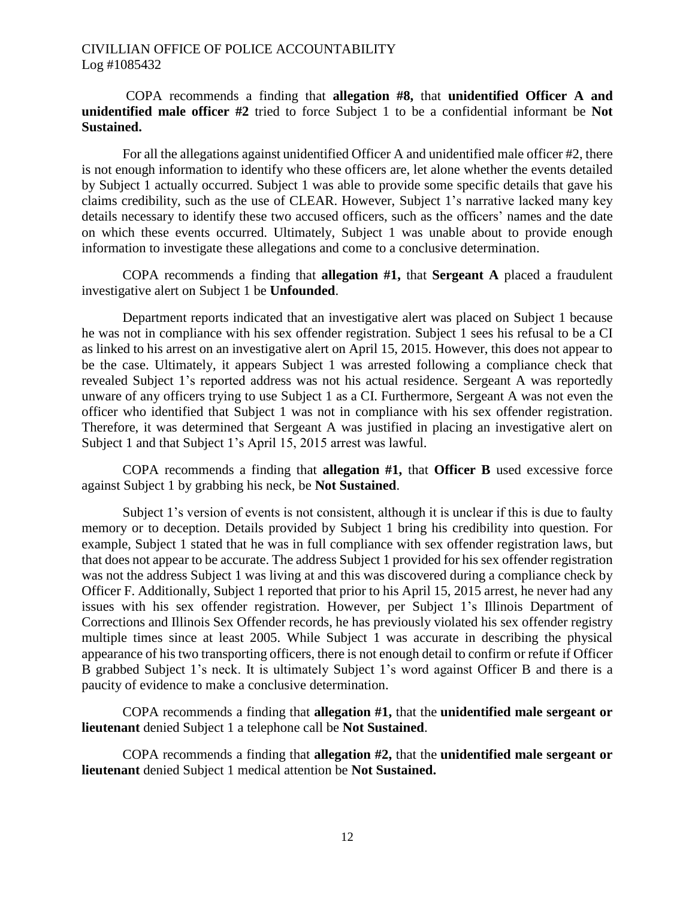COPA recommends a finding that **allegation #8,** that **unidentified Officer A and unidentified male officer #2** tried to force Subject 1 to be a confidential informant be **Not Sustained.**

For all the allegations against unidentified Officer A and unidentified male officer #2, there is not enough information to identify who these officers are, let alone whether the events detailed by Subject 1 actually occurred. Subject 1 was able to provide some specific details that gave his claims credibility, such as the use of CLEAR. However, Subject 1's narrative lacked many key details necessary to identify these two accused officers, such as the officers' names and the date on which these events occurred. Ultimately, Subject 1 was unable about to provide enough information to investigate these allegations and come to a conclusive determination.

COPA recommends a finding that **allegation #1,** that **Sergeant A** placed a fraudulent investigative alert on Subject 1 be **Unfounded**.

Department reports indicated that an investigative alert was placed on Subject 1 because he was not in compliance with his sex offender registration. Subject 1 sees his refusal to be a CI as linked to his arrest on an investigative alert on April 15, 2015. However, this does not appear to be the case. Ultimately, it appears Subject 1 was arrested following a compliance check that revealed Subject 1's reported address was not his actual residence. Sergeant A was reportedly unware of any officers trying to use Subject 1 as a CI. Furthermore, Sergeant A was not even the officer who identified that Subject 1 was not in compliance with his sex offender registration. Therefore, it was determined that Sergeant A was justified in placing an investigative alert on Subject 1 and that Subject 1's April 15, 2015 arrest was lawful.

COPA recommends a finding that **allegation #1,** that **Officer B** used excessive force against Subject 1 by grabbing his neck, be **Not Sustained**.

Subject 1's version of events is not consistent, although it is unclear if this is due to faulty memory or to deception. Details provided by Subject 1 bring his credibility into question. For example, Subject 1 stated that he was in full compliance with sex offender registration laws, but that does not appear to be accurate. The address Subject 1 provided for his sex offender registration was not the address Subject 1 was living at and this was discovered during a compliance check by Officer F. Additionally, Subject 1 reported that prior to his April 15, 2015 arrest, he never had any issues with his sex offender registration. However, per Subject 1's Illinois Department of Corrections and Illinois Sex Offender records, he has previously violated his sex offender registry multiple times since at least 2005. While Subject 1 was accurate in describing the physical appearance of his two transporting officers, there is not enough detail to confirm or refute if Officer B grabbed Subject 1's neck. It is ultimately Subject 1's word against Officer B and there is a paucity of evidence to make a conclusive determination.

COPA recommends a finding that **allegation #1,** that the **unidentified male sergeant or lieutenant** denied Subject 1 a telephone call be **Not Sustained**.

COPA recommends a finding that **allegation #2,** that the **unidentified male sergeant or lieutenant** denied Subject 1 medical attention be **Not Sustained.**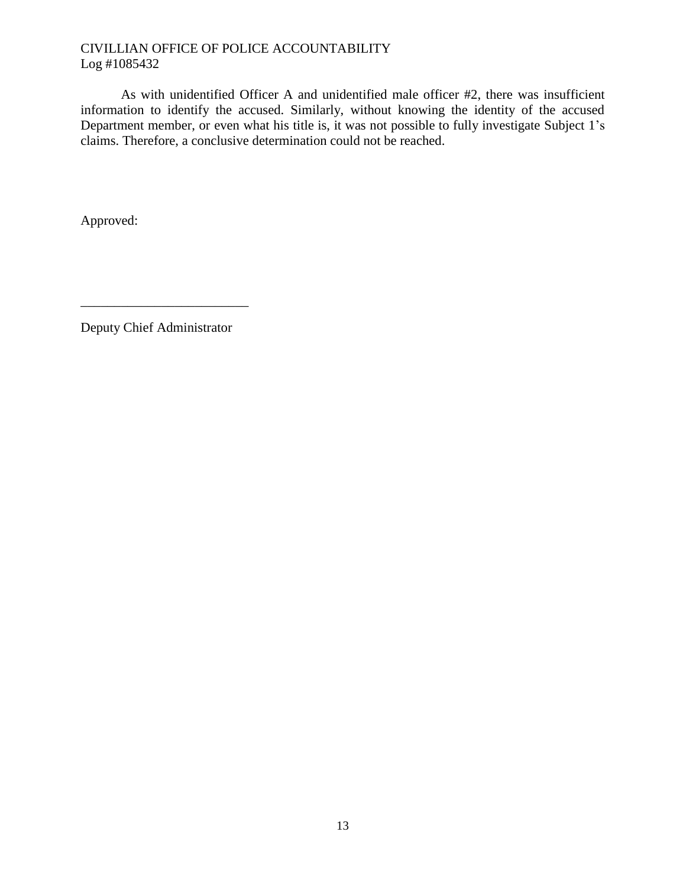As with unidentified Officer A and unidentified male officer #2, there was insufficient information to identify the accused. Similarly, without knowing the identity of the accused Department member, or even what his title is, it was not possible to fully investigate Subject 1's claims. Therefore, a conclusive determination could not be reached.

Approved:

\_\_\_\_\_\_\_\_\_\_\_\_\_\_\_\_\_\_\_\_\_\_\_\_\_\_

Deputy Chief Administrator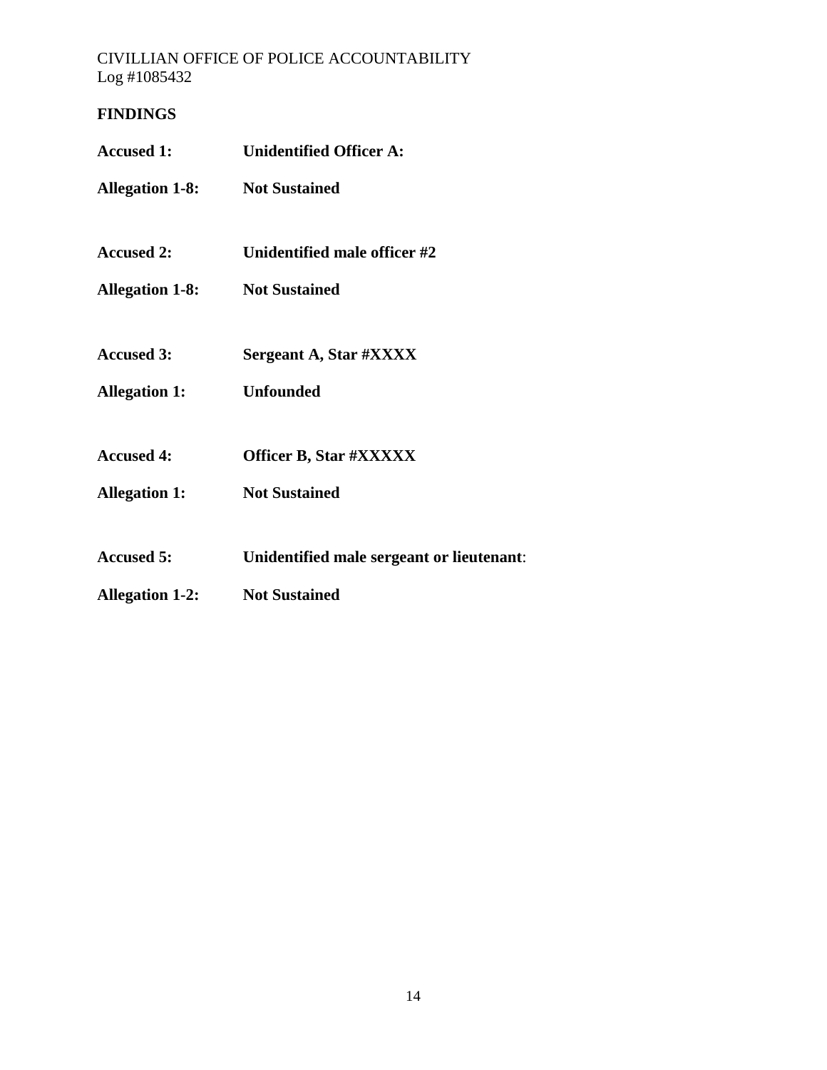CIVILLIAN OFFICE OF POLICE ACCOUNTABILITY
Log #1085432

**FINDINGS**

| | |
|---|---|
| **Accused 1:** | **Unidentified Officer A:** |
| **Allegation 1-8:** | **Not Sustained** |
| **Accused 2:** | **Unidentified male officer #2** |
| **Allegation 1-8:** | **Not Sustained** |
| **Accused 3:** | **Sergeant A, Star #XXXX** |
| **Allegation 1:** | **Unfounded** |
| **Accused 4:** | **Officer B, Star #XXXXX** |
| **Allegation 1:** | **Not Sustained** |
| **Accused 5:** | **Unidentified male sergeant or lieutenant**: |
| **Allegation 1-2:** | **Not Sustained** |